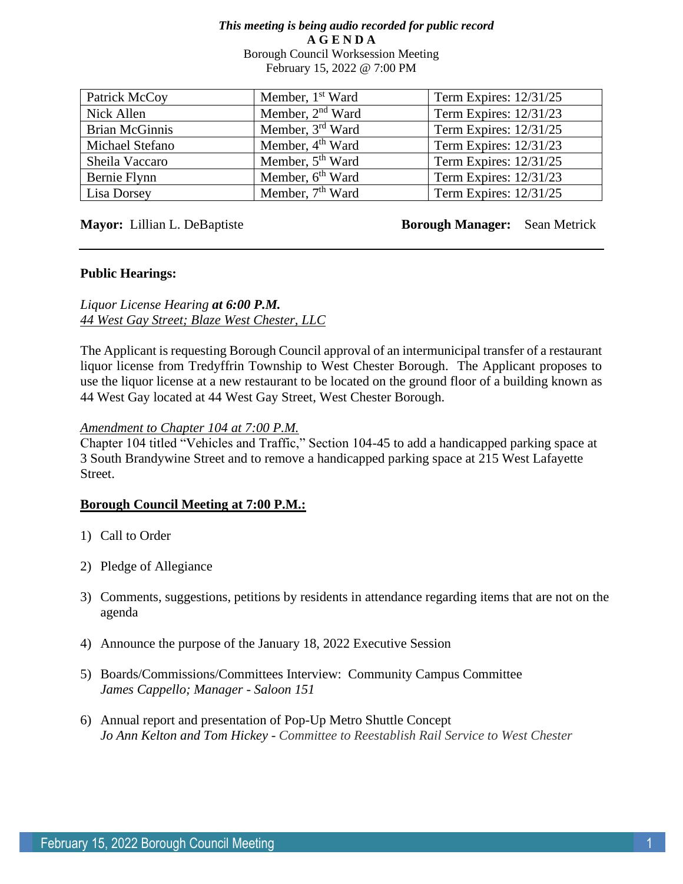***This meeting is being audio recorded for public record***

**A G E N D A**

Borough Council Worksession Meeting

February 15, 2022 @ 7:00 PM

| Patrick McCoy | Member, 1st Ward | Term Expires: 12/31/25 |
|---|---|---|
| Nick Allen | Member, 2nd Ward | Term Expires: 12/31/23 |
| Brian McGinnis | Member, 3rd Ward | Term Expires: 12/31/25 |
| Michael Stefano | Member, 4th Ward | Term Expires: 12/31/23 |
| Sheila Vaccaro | Member, 5th Ward | Term Expires: 12/31/25 |
| Bernie Flynn | Member, 6th Ward | Term Expires: 12/31/23 |
| Lisa Dorsey | Member, 7th Ward | Term Expires: 12/31/25 |

**Mayor:** Lillian L. DeBaptiste **Borough Manager:** Sean Metrick

---

**Public Hearings:**

*Liquor License Hearing* ***at 6:00 P.M.***
*44 West Gay Street; Blaze West Chester, LLC*

The Applicant is requesting Borough Council approval of an intermunicipal transfer of a restaurant liquor license from Tredyffrin Township to West Chester Borough. The Applicant proposes to use the liquor license at a new restaurant to be located on the ground floor of a building known as 44 West Gay located at 44 West Gay Street, West Chester Borough.

*Amendment to Chapter 104 at 7:00 P.M.*
Chapter 104 titled "Vehicles and Traffic," Section 104-45 to add a handicapped parking space at 3 South Brandywine Street and to remove a handicapped parking space at 215 West Lafayette Street.

**Borough Council Meeting at 7:00 P.M.:**

1) Call to Order

2) Pledge of Allegiance

3) Comments, suggestions, petitions by residents in attendance regarding items that are not on the agenda

4) Announce the purpose of the January 18, 2022 Executive Session

5) Boards/Commissions/Committees Interview: Community Campus Committee
   *James Cappello; Manager - Saloon 151*

6) Annual report and presentation of Pop-Up Metro Shuttle Concept
   *Jo Ann Kelton and Tom Hickey - Committee to Reestablish Rail Service to West Chester*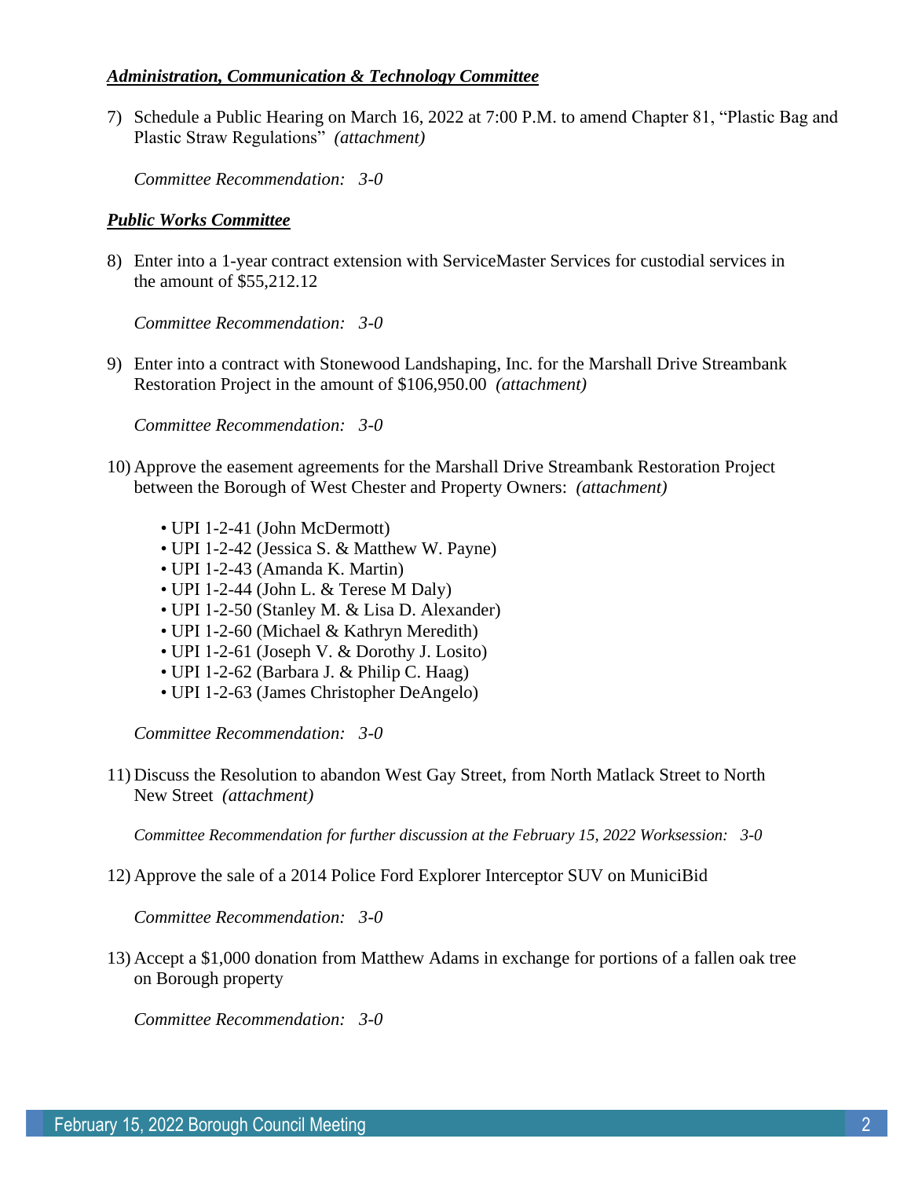***Administration, Communication & Technology Committee***

7) Schedule a Public Hearing on March 16, 2022 at 7:00 P.M. to amend Chapter 81, "Plastic Bag and Plastic Straw Regulations" *(attachment)*

   *Committee Recommendation: 3-0*

***Public Works Committee***

8) Enter into a 1-year contract extension with ServiceMaster Services for custodial services in the amount of $55,212.12

   *Committee Recommendation: 3-0*

9) Enter into a contract with Stonewood Landshaping, Inc. for the Marshall Drive Streambank Restoration Project in the amount of $106,950.00 *(attachment)*

   *Committee Recommendation: 3-0*

10) Approve the easement agreements for the Marshall Drive Streambank Restoration Project between the Borough of West Chester and Property Owners: *(attachment)*

    - UPI 1-2-41 (John McDermott)
    - UPI 1-2-42 (Jessica S. & Matthew W. Payne)
    - UPI 1-2-43 (Amanda K. Martin)
    - UPI 1-2-44 (John L. & Terese M Daly)
    - UPI 1-2-50 (Stanley M. & Lisa D. Alexander)
    - UPI 1-2-60 (Michael & Kathryn Meredith)
    - UPI 1-2-61 (Joseph V. & Dorothy J. Losito)
    - UPI 1-2-62 (Barbara J. & Philip C. Haag)
    - UPI 1-2-63 (James Christopher DeAngelo)

    *Committee Recommendation: 3-0*

11) Discuss the Resolution to abandon West Gay Street, from North Matlack Street to North New Street *(attachment)*

    *Committee Recommendation for further discussion at the February 15, 2022 Worksession: 3-0*

12) Approve the sale of a 2014 Police Ford Explorer Interceptor SUV on MuniciBid

    *Committee Recommendation: 3-0*

13) Accept a $1,000 donation from Matthew Adams in exchange for portions of a fallen oak tree on Borough property

    *Committee Recommendation: 3-0*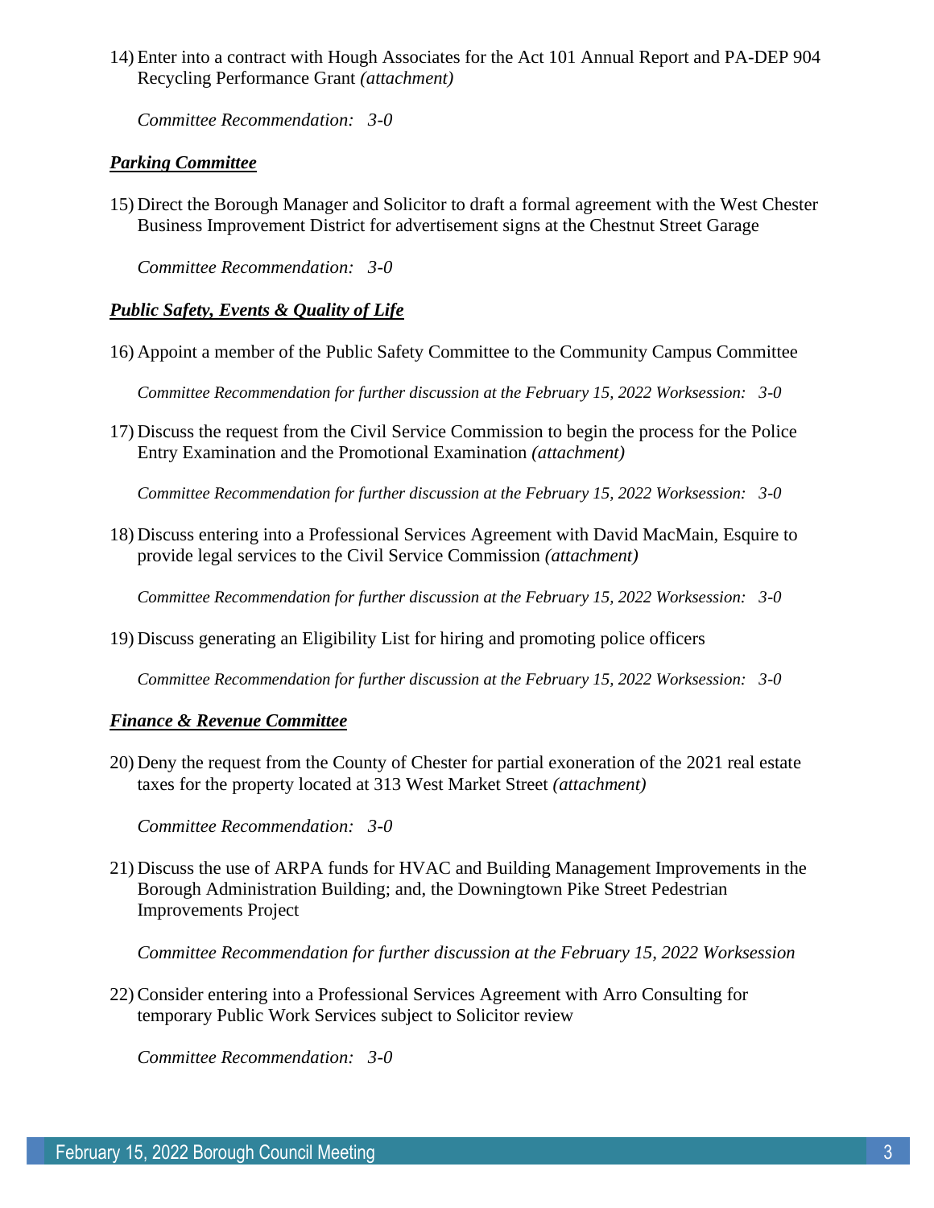14) Enter into a contract with Hough Associates for the Act 101 Annual Report and PA-DEP 904 Recycling Performance Grant *(attachment)*

    *Committee Recommendation: 3-0*

***Parking Committee***

15) Direct the Borough Manager and Solicitor to draft a formal agreement with the West Chester Business Improvement District for advertisement signs at the Chestnut Street Garage

    *Committee Recommendation: 3-0*

***Public Safety, Events & Quality of Life***

16) Appoint a member of the Public Safety Committee to the Community Campus Committee

    *Committee Recommendation for further discussion at the February 15, 2022 Worksession: 3-0*

17) Discuss the request from the Civil Service Commission to begin the process for the Police Entry Examination and the Promotional Examination *(attachment)*

    *Committee Recommendation for further discussion at the February 15, 2022 Worksession: 3-0*

18) Discuss entering into a Professional Services Agreement with David MacMain, Esquire to provide legal services to the Civil Service Commission *(attachment)*

    *Committee Recommendation for further discussion at the February 15, 2022 Worksession: 3-0*

19) Discuss generating an Eligibility List for hiring and promoting police officers

    *Committee Recommendation for further discussion at the February 15, 2022 Worksession: 3-0*

***Finance & Revenue Committee***

20) Deny the request from the County of Chester for partial exoneration of the 2021 real estate taxes for the property located at 313 West Market Street *(attachment)*

    *Committee Recommendation: 3-0*

21) Discuss the use of ARPA funds for HVAC and Building Management Improvements in the Borough Administration Building; and, the Downingtown Pike Street Pedestrian Improvements Project

    *Committee Recommendation for further discussion at the February 15, 2022 Worksession*

22) Consider entering into a Professional Services Agreement with Arro Consulting for temporary Public Work Services subject to Solicitor review

    *Committee Recommendation: 3-0*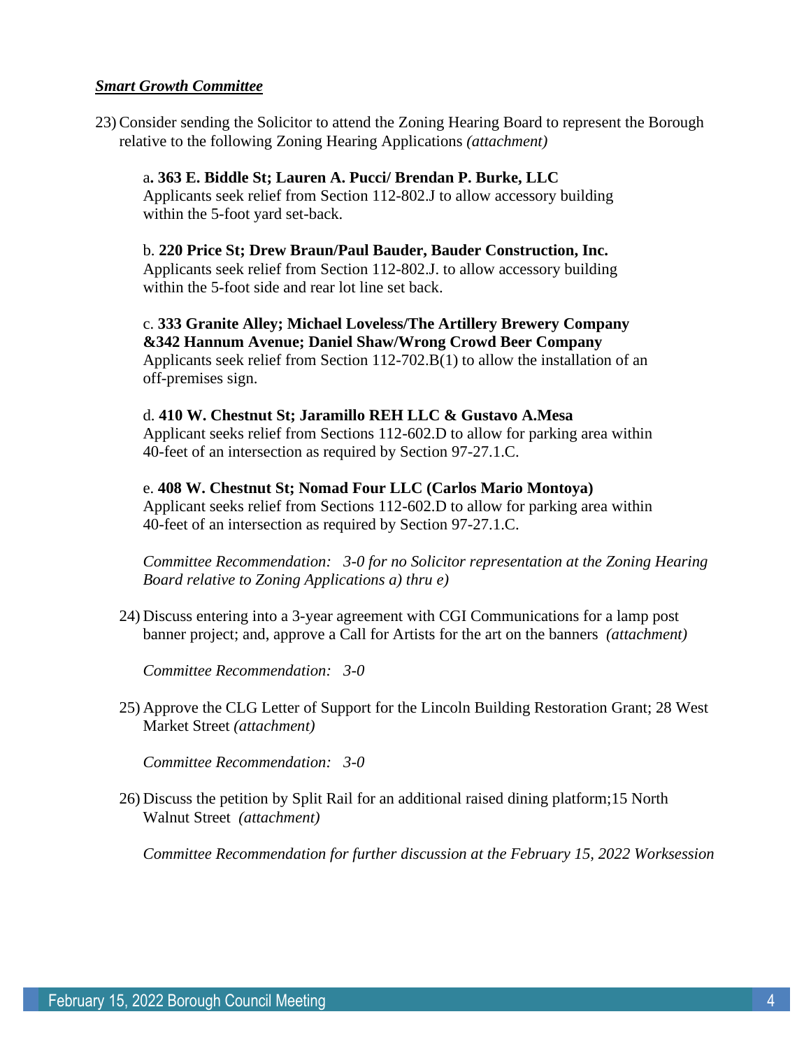***Smart Growth Committee***

23) Consider sending the Solicitor to attend the Zoning Hearing Board to represent the Borough relative to the following Zoning Hearing Applications *(attachment)*

a. **363 E. Biddle St; Lauren A. Pucci/ Brendan P. Burke, LLC**
Applicants seek relief from Section 112-802.J to allow accessory building within the 5-foot yard set-back.

b. **220 Price St; Drew Braun/Paul Bauder, Bauder Construction, Inc.**
Applicants seek relief from Section 112-802.J. to allow accessory building within the 5-foot side and rear lot line set back.

c. **333 Granite Alley; Michael Loveless/The Artillery Brewery Company &342 Hannum Avenue; Daniel Shaw/Wrong Crowd Beer Company**
Applicants seek relief from Section 112-702.B(1) to allow the installation of an off-premises sign.

d. **410 W. Chestnut St; Jaramillo REH LLC & Gustavo A.Mesa**
Applicant seeks relief from Sections 112-602.D to allow for parking area within 40-feet of an intersection as required by Section 97-27.1.C.

e. **408 W. Chestnut St; Nomad Four LLC (Carlos Mario Montoya)**
Applicant seeks relief from Sections 112-602.D to allow for parking area within 40-feet of an intersection as required by Section 97-27.1.C.

*Committee Recommendation: 3-0 for no Solicitor representation at the Zoning Hearing Board relative to Zoning Applications a) thru e)*

24) Discuss entering into a 3-year agreement with CGI Communications for a lamp post banner project; and, approve a Call for Artists for the art on the banners *(attachment)*

*Committee Recommendation: 3-0*

25) Approve the CLG Letter of Support for the Lincoln Building Restoration Grant; 28 West Market Street *(attachment)*

*Committee Recommendation: 3-0*

26) Discuss the petition by Split Rail for an additional raised dining platform;15 North Walnut Street *(attachment)*

*Committee Recommendation for further discussion at the February 15, 2022 Worksession*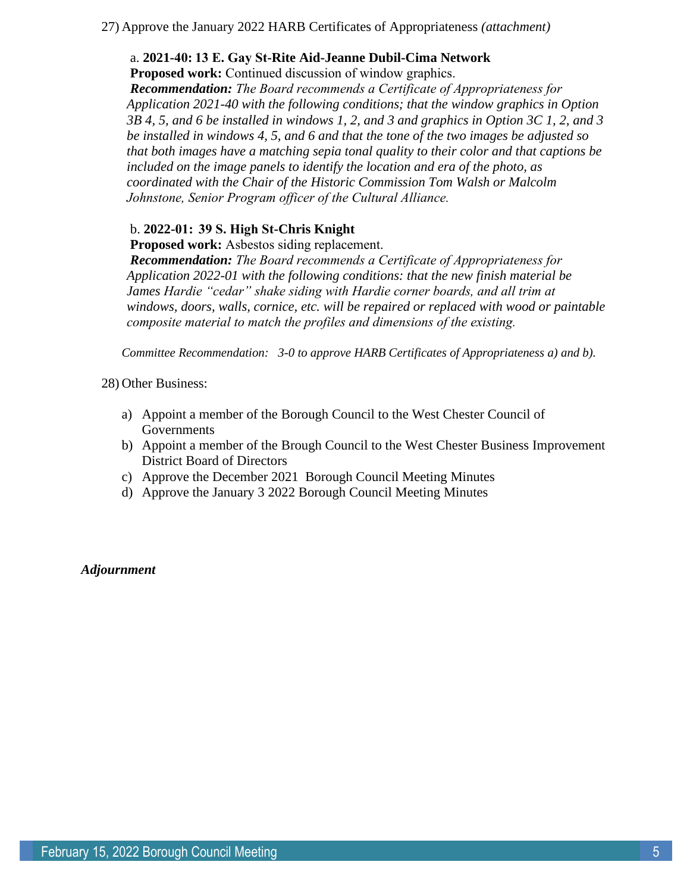27) Approve the January 2022 HARB Certificates of Appropriateness *(attachment)*

a. **2021-40: 13 E. Gay St-Rite Aid-Jeanne Dubil-Cima Network**
**Proposed work:** Continued discussion of window graphics.
***Recommendation:*** *The Board recommends a Certificate of Appropriateness for Application 2021-40 with the following conditions; that the window graphics in Option 3B 4, 5, and 6 be installed in windows 1, 2, and 3 and graphics in Option 3C 1, 2, and 3 be installed in windows 4, 5, and 6 and that the tone of the two images be adjusted so that both images have a matching sepia tonal quality to their color and that captions be included on the image panels to identify the location and era of the photo, as coordinated with the Chair of the Historic Commission Tom Walsh or Malcolm Johnstone, Senior Program officer of the Cultural Alliance.*

b. **2022-01: 39 S. High St-Chris Knight**
**Proposed work:** Asbestos siding replacement.
***Recommendation:*** *The Board recommends a Certificate of Appropriateness for Application 2022-01 with the following conditions: that the new finish material be James Hardie "cedar" shake siding with Hardie corner boards, and all trim at windows, doors, walls, cornice, etc. will be repaired or replaced with wood or paintable composite material to match the profiles and dimensions of the existing.*

*Committee Recommendation: 3-0 to approve HARB Certificates of Appropriateness a) and b).*

28) Other Business:

a) Appoint a member of the Borough Council to the West Chester Council of Governments
b) Appoint a member of the Brough Council to the West Chester Business Improvement District Board of Directors
c) Approve the December 2021 Borough Council Meeting Minutes
d) Approve the January 3 2022 Borough Council Meeting Minutes

***Adjournment***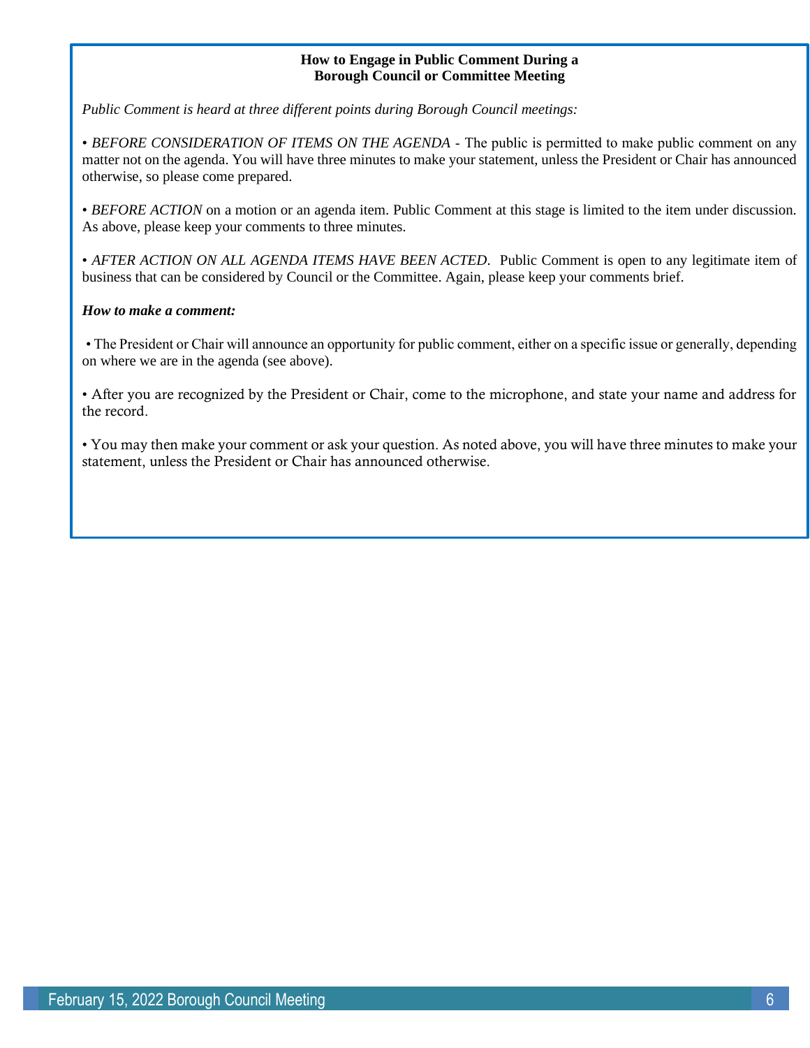**How to Engage in Public Comment During a Borough Council or Committee Meeting**

*Public Comment is heard at three different points during Borough Council meetings:*

• *BEFORE CONSIDERATION OF ITEMS ON THE AGENDA* - The public is permitted to make public comment on any matter not on the agenda. You will have three minutes to make your statement, unless the President or Chair has announced otherwise, so please come prepared.

• *BEFORE ACTION* on a motion or an agenda item. Public Comment at this stage is limited to the item under discussion. As above, please keep your comments to three minutes.

• *AFTER ACTION ON ALL AGENDA ITEMS HAVE BEEN ACTED*. Public Comment is open to any legitimate item of business that can be considered by Council or the Committee. Again, please keep your comments brief.

***How to make a comment:***

• The President or Chair will announce an opportunity for public comment, either on a specific issue or generally, depending on where we are in the agenda (see above).

• After you are recognized by the President or Chair, come to the microphone, and state your name and address for the record.

• You may then make your comment or ask your question. As noted above, you will have three minutes to make your statement, unless the President or Chair has announced otherwise.